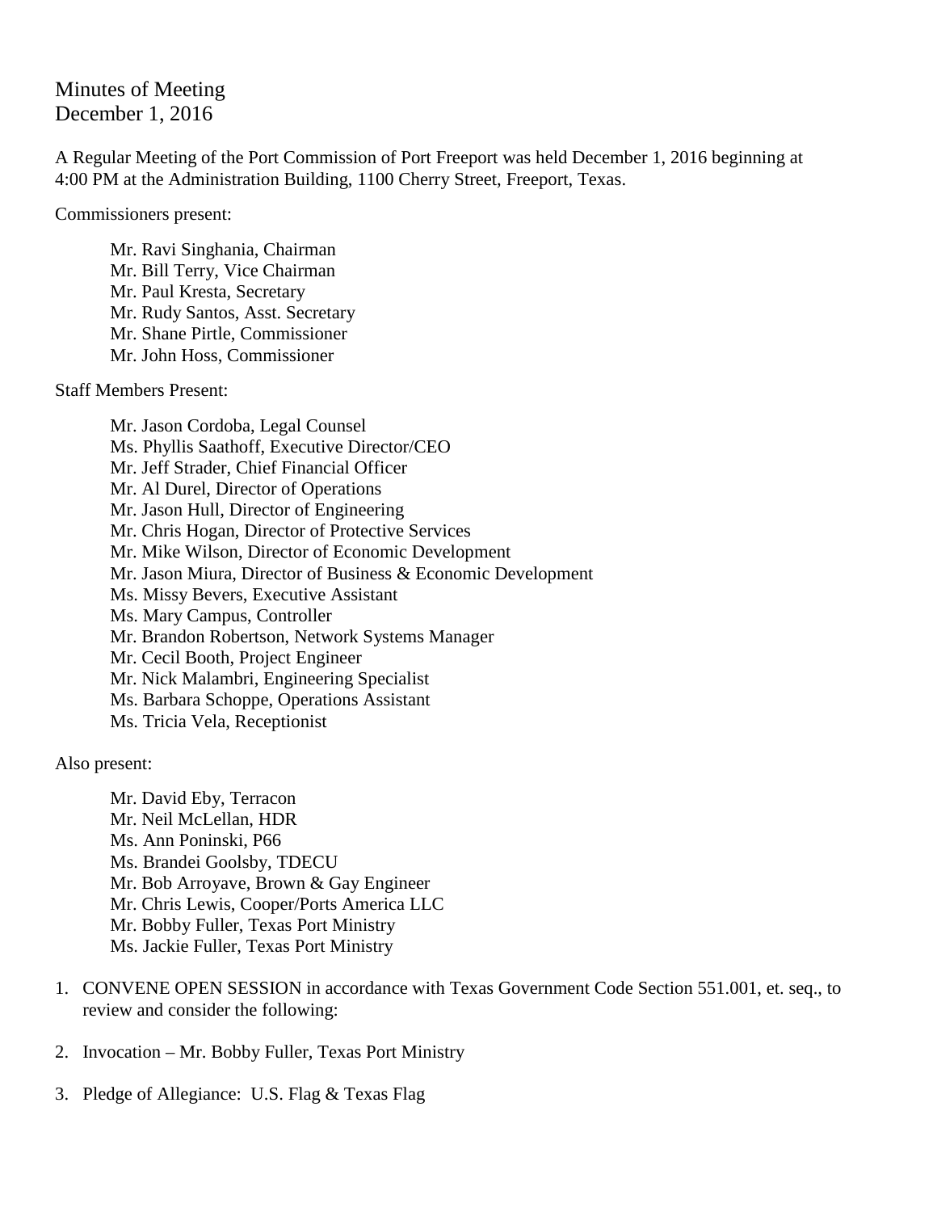# Minutes of Meeting
December 1, 2016

A Regular Meeting of the Port Commission of Port Freeport was held December 1, 2016 beginning at 4:00 PM at the Administration Building, 1100 Cherry Street, Freeport, Texas.

Commissioners present:

Mr. Ravi Singhania, Chairman
Mr. Bill Terry, Vice Chairman
Mr. Paul Kresta, Secretary
Mr. Rudy Santos, Asst. Secretary
Mr. Shane Pirtle, Commissioner
Mr. John Hoss, Commissioner

Staff Members Present:

Mr. Jason Cordoba, Legal Counsel
Ms. Phyllis Saathoff, Executive Director/CEO
Mr. Jeff Strader, Chief Financial Officer
Mr. Al Durel, Director of Operations
Mr. Jason Hull, Director of Engineering
Mr. Chris Hogan, Director of Protective Services
Mr. Mike Wilson, Director of Economic Development
Mr. Jason Miura, Director of Business & Economic Development
Ms. Missy Bevers, Executive Assistant
Ms. Mary Campus, Controller
Mr. Brandon Robertson, Network Systems Manager
Mr. Cecil Booth, Project Engineer
Mr. Nick Malambri, Engineering Specialist
Ms. Barbara Schoppe, Operations Assistant
Ms. Tricia Vela, Receptionist

Also present:

Mr. David Eby, Terracon
Mr. Neil McLellan, HDR
Ms. Ann Poninski, P66
Ms. Brandei Goolsby, TDECU
Mr. Bob Arroyave, Brown & Gay Engineer
Mr. Chris Lewis, Cooper/Ports America LLC
Mr. Bobby Fuller, Texas Port Ministry
Ms. Jackie Fuller, Texas Port Ministry

1. CONVENE OPEN SESSION in accordance with Texas Government Code Section 551.001, et. seq., to review and consider the following:

2. Invocation – Mr. Bobby Fuller, Texas Port Ministry

3. Pledge of Allegiance: U.S. Flag & Texas Flag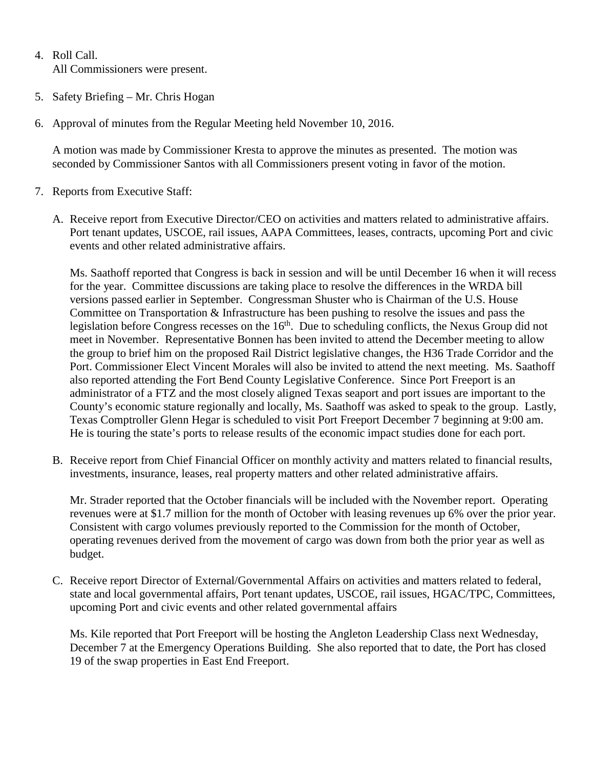4. Roll Call.
   All Commissioners were present.

5. Safety Briefing – Mr. Chris Hogan

6. Approval of minutes from the Regular Meeting held November 10, 2016.

   A motion was made by Commissioner Kresta to approve the minutes as presented. The motion was seconded by Commissioner Santos with all Commissioners present voting in favor of the motion.

7. Reports from Executive Staff:

   A. Receive report from Executive Director/CEO on activities and matters related to administrative affairs. Port tenant updates, USCOE, rail issues, AAPA Committees, leases, contracts, upcoming Port and civic events and other related administrative affairs.

      Ms. Saathoff reported that Congress is back in session and will be until December 16 when it will recess for the year. Committee discussions are taking place to resolve the differences in the WRDA bill versions passed earlier in September. Congressman Shuster who is Chairman of the U.S. House Committee on Transportation & Infrastructure has been pushing to resolve the issues and pass the legislation before Congress recesses on the 16th. Due to scheduling conflicts, the Nexus Group did not meet in November. Representative Bonnen has been invited to attend the December meeting to allow the group to brief him on the proposed Rail District legislative changes, the H36 Trade Corridor and the Port. Commissioner Elect Vincent Morales will also be invited to attend the next meeting. Ms. Saathoff also reported attending the Fort Bend County Legislative Conference. Since Port Freeport is an administrator of a FTZ and the most closely aligned Texas seaport and port issues are important to the County's economic stature regionally and locally, Ms. Saathoff was asked to speak to the group. Lastly, Texas Comptroller Glenn Hegar is scheduled to visit Port Freeport December 7 beginning at 9:00 am. He is touring the state's ports to release results of the economic impact studies done for each port.

   B. Receive report from Chief Financial Officer on monthly activity and matters related to financial results, investments, insurance, leases, real property matters and other related administrative affairs.

      Mr. Strader reported that the October financials will be included with the November report. Operating revenues were at $1.7 million for the month of October with leasing revenues up 6% over the prior year. Consistent with cargo volumes previously reported to the Commission for the month of October, operating revenues derived from the movement of cargo was down from both the prior year as well as budget.

   C. Receive report Director of External/Governmental Affairs on activities and matters related to federal, state and local governmental affairs, Port tenant updates, USCOE, rail issues, HGAC/TPC, Committees, upcoming Port and civic events and other related governmental affairs

      Ms. Kile reported that Port Freeport will be hosting the Angleton Leadership Class next Wednesday, December 7 at the Emergency Operations Building. She also reported that to date, the Port has closed 19 of the swap properties in East End Freeport.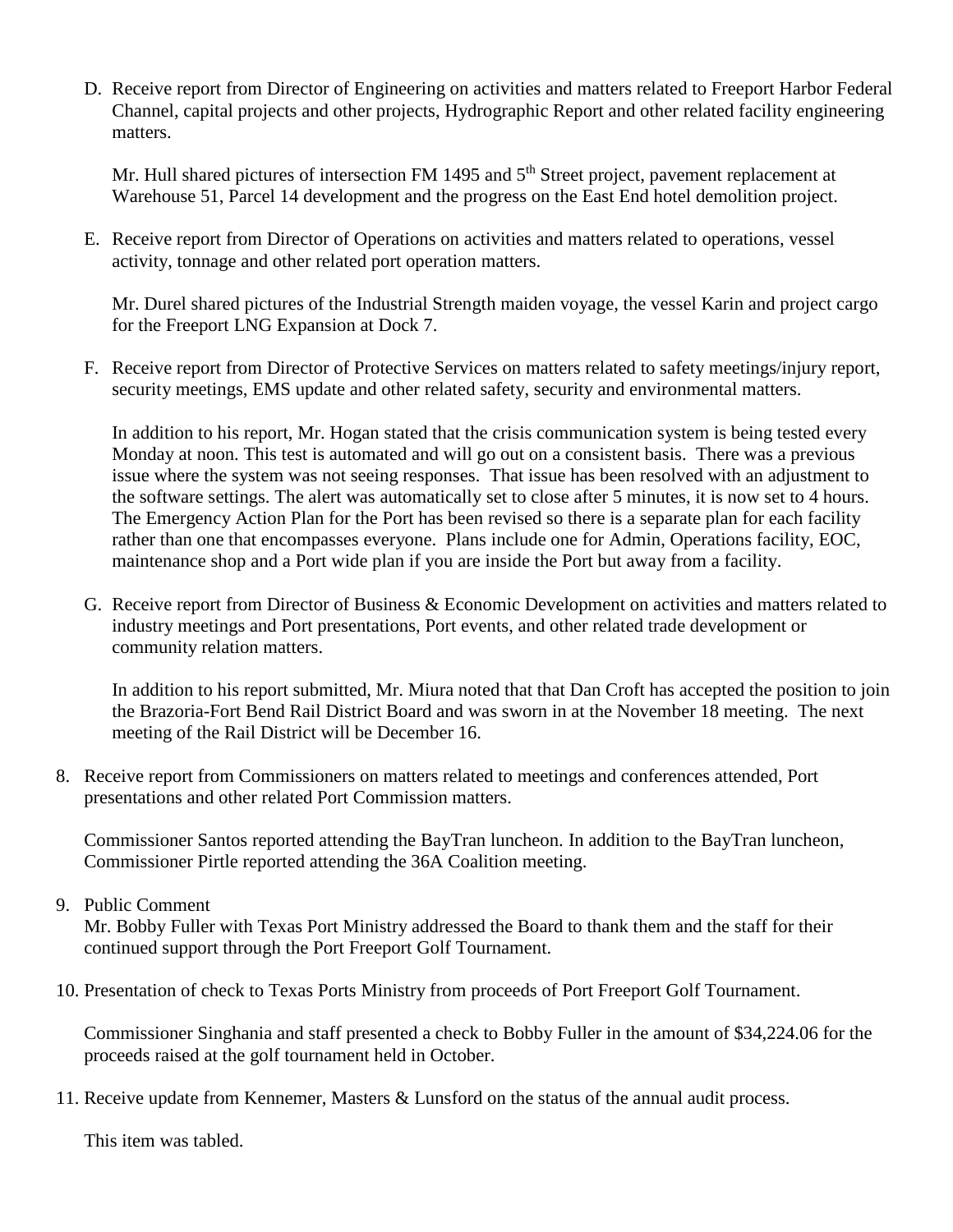D. Receive report from Director of Engineering on activities and matters related to Freeport Harbor Federal Channel, capital projects and other projects, Hydrographic Report and other related facility engineering matters.

   Mr. Hull shared pictures of intersection FM 1495 and 5th Street project, pavement replacement at Warehouse 51, Parcel 14 development and the progress on the East End hotel demolition project.

E. Receive report from Director of Operations on activities and matters related to operations, vessel activity, tonnage and other related port operation matters.

   Mr. Durel shared pictures of the Industrial Strength maiden voyage, the vessel Karin and project cargo for the Freeport LNG Expansion at Dock 7.

F. Receive report from Director of Protective Services on matters related to safety meetings/injury report, security meetings, EMS update and other related safety, security and environmental matters.

   In addition to his report, Mr. Hogan stated that the crisis communication system is being tested every Monday at noon. This test is automated and will go out on a consistent basis. There was a previous issue where the system was not seeing responses. That issue has been resolved with an adjustment to the software settings. The alert was automatically set to close after 5 minutes, it is now set to 4 hours. The Emergency Action Plan for the Port has been revised so there is a separate plan for each facility rather than one that encompasses everyone. Plans include one for Admin, Operations facility, EOC, maintenance shop and a Port wide plan if you are inside the Port but away from a facility.

G. Receive report from Director of Business & Economic Development on activities and matters related to industry meetings and Port presentations, Port events, and other related trade development or community relation matters.

   In addition to his report submitted, Mr. Miura noted that that Dan Croft has accepted the position to join the Brazoria-Fort Bend Rail District Board and was sworn in at the November 18 meeting. The next meeting of the Rail District will be December 16.

8. Receive report from Commissioners on matters related to meetings and conferences attended, Port presentations and other related Port Commission matters.

   Commissioner Santos reported attending the BayTran luncheon. In addition to the BayTran luncheon, Commissioner Pirtle reported attending the 36A Coalition meeting.

9. Public Comment
   Mr. Bobby Fuller with Texas Port Ministry addressed the Board to thank them and the staff for their continued support through the Port Freeport Golf Tournament.

10. Presentation of check to Texas Ports Ministry from proceeds of Port Freeport Golf Tournament.

    Commissioner Singhania and staff presented a check to Bobby Fuller in the amount of $34,224.06 for the proceeds raised at the golf tournament held in October.

11. Receive update from Kennemer, Masters & Lunsford on the status of the annual audit process.

    This item was tabled.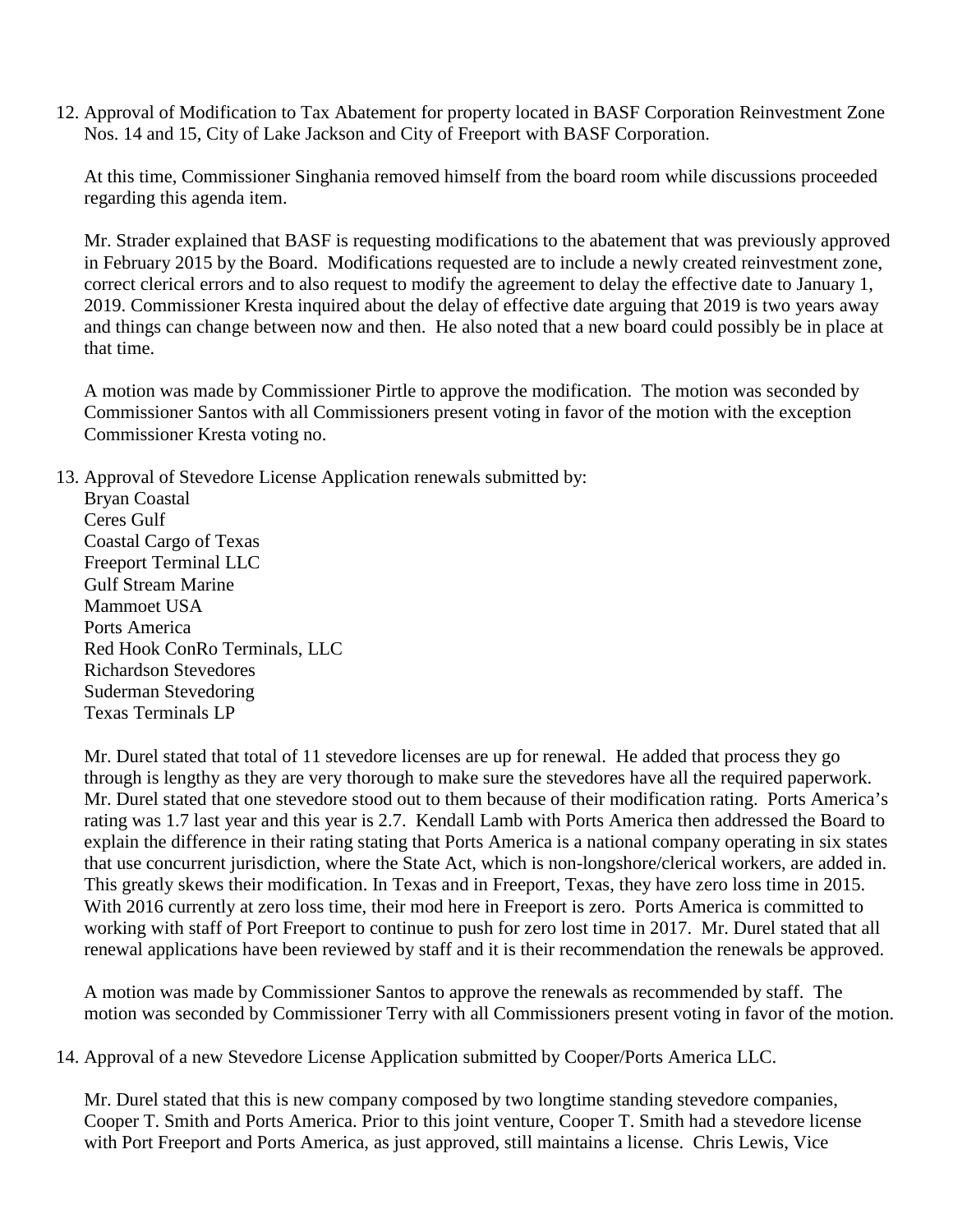12. Approval of Modification to Tax Abatement for property located in BASF Corporation Reinvestment Zone Nos. 14 and 15, City of Lake Jackson and City of Freeport with BASF Corporation.

    At this time, Commissioner Singhania removed himself from the board room while discussions proceeded regarding this agenda item.

    Mr. Strader explained that BASF is requesting modifications to the abatement that was previously approved in February 2015 by the Board. Modifications requested are to include a newly created reinvestment zone, correct clerical errors and to also request to modify the agreement to delay the effective date to January 1, 2019. Commissioner Kresta inquired about the delay of effective date arguing that 2019 is two years away and things can change between now and then. He also noted that a new board could possibly be in place at that time.

    A motion was made by Commissioner Pirtle to approve the modification. The motion was seconded by Commissioner Santos with all Commissioners present voting in favor of the motion with the exception Commissioner Kresta voting no.

13. Approval of Stevedore License Application renewals submitted by:
    Bryan Coastal
    Ceres Gulf
    Coastal Cargo of Texas
    Freeport Terminal LLC
    Gulf Stream Marine
    Mammoet USA
    Ports America
    Red Hook ConRo Terminals, LLC
    Richardson Stevedores
    Suderman Stevedoring
    Texas Terminals LP

    Mr. Durel stated that total of 11 stevedore licenses are up for renewal. He added that process they go through is lengthy as they are very thorough to make sure the stevedores have all the required paperwork. Mr. Durel stated that one stevedore stood out to them because of their modification rating. Ports America's rating was 1.7 last year and this year is 2.7. Kendall Lamb with Ports America then addressed the Board to explain the difference in their rating stating that Ports America is a national company operating in six states that use concurrent jurisdiction, where the State Act, which is non-longshore/clerical workers, are added in. This greatly skews their modification. In Texas and in Freeport, Texas, they have zero loss time in 2015. With 2016 currently at zero loss time, their mod here in Freeport is zero. Ports America is committed to working with staff of Port Freeport to continue to push for zero lost time in 2017. Mr. Durel stated that all renewal applications have been reviewed by staff and it is their recommendation the renewals be approved.

    A motion was made by Commissioner Santos to approve the renewals as recommended by staff. The motion was seconded by Commissioner Terry with all Commissioners present voting in favor of the motion.

14. Approval of a new Stevedore License Application submitted by Cooper/Ports America LLC.

    Mr. Durel stated that this is new company composed by two longtime standing stevedore companies, Cooper T. Smith and Ports America. Prior to this joint venture, Cooper T. Smith had a stevedore license with Port Freeport and Ports America, as just approved, still maintains a license. Chris Lewis, Vice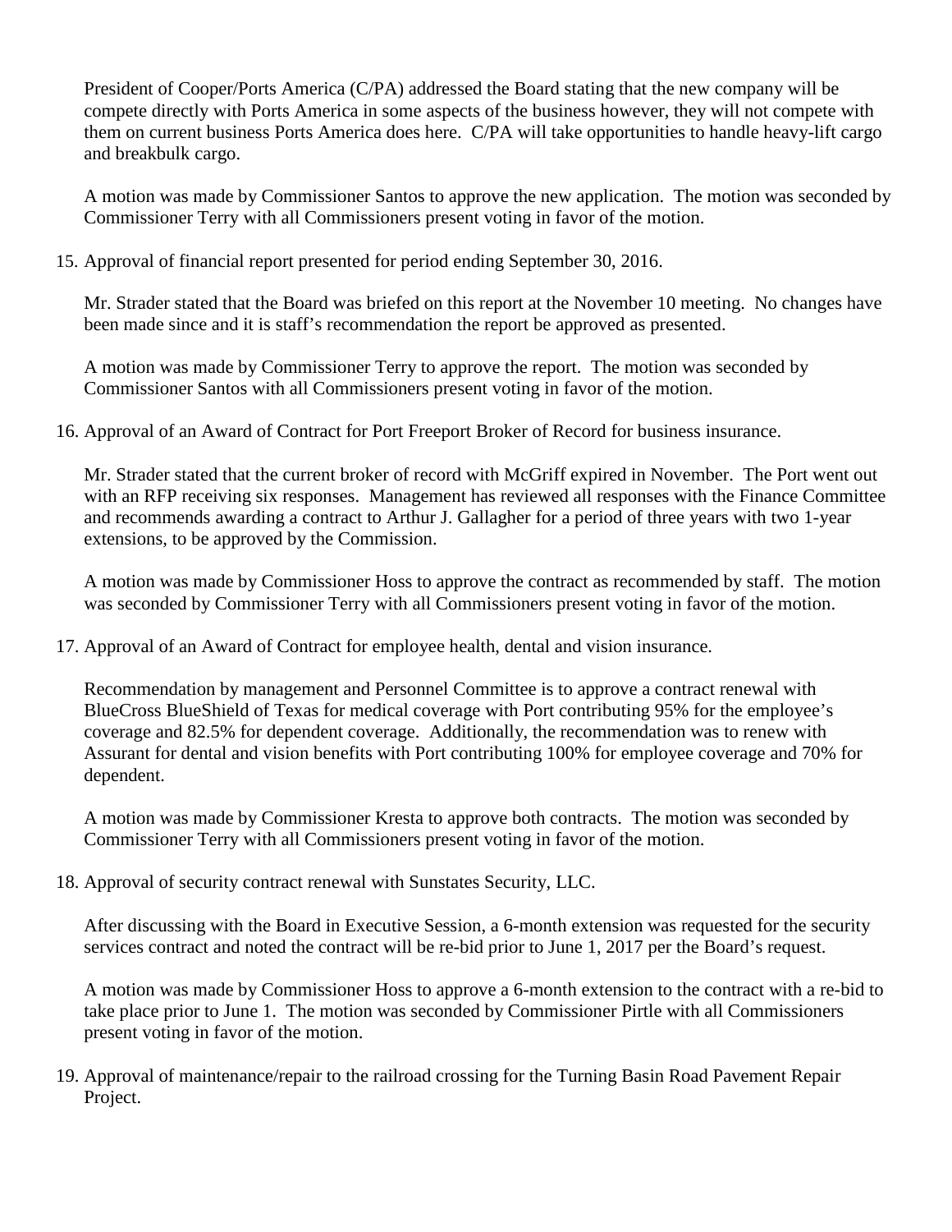President of Cooper/Ports America (C/PA) addressed the Board stating that the new company will be compete directly with Ports America in some aspects of the business however, they will not compete with them on current business Ports America does here. C/PA will take opportunities to handle heavy-lift cargo and breakbulk cargo.

A motion was made by Commissioner Santos to approve the new application. The motion was seconded by Commissioner Terry with all Commissioners present voting in favor of the motion.

15. Approval of financial report presented for period ending September 30, 2016.

    Mr. Strader stated that the Board was briefed on this report at the November 10 meeting. No changes have been made since and it is staff's recommendation the report be approved as presented.

    A motion was made by Commissioner Terry to approve the report. The motion was seconded by Commissioner Santos with all Commissioners present voting in favor of the motion.

16. Approval of an Award of Contract for Port Freeport Broker of Record for business insurance.

    Mr. Strader stated that the current broker of record with McGriff expired in November. The Port went out with an RFP receiving six responses. Management has reviewed all responses with the Finance Committee and recommends awarding a contract to Arthur J. Gallagher for a period of three years with two 1-year extensions, to be approved by the Commission.

    A motion was made by Commissioner Hoss to approve the contract as recommended by staff. The motion was seconded by Commissioner Terry with all Commissioners present voting in favor of the motion.

17. Approval of an Award of Contract for employee health, dental and vision insurance.

    Recommendation by management and Personnel Committee is to approve a contract renewal with BlueCross BlueShield of Texas for medical coverage with Port contributing 95% for the employee's coverage and 82.5% for dependent coverage. Additionally, the recommendation was to renew with Assurant for dental and vision benefits with Port contributing 100% for employee coverage and 70% for dependent.

    A motion was made by Commissioner Kresta to approve both contracts. The motion was seconded by Commissioner Terry with all Commissioners present voting in favor of the motion.

18. Approval of security contract renewal with Sunstates Security, LLC.

    After discussing with the Board in Executive Session, a 6-month extension was requested for the security services contract and noted the contract will be re-bid prior to June 1, 2017 per the Board's request.

    A motion was made by Commissioner Hoss to approve a 6-month extension to the contract with a re-bid to take place prior to June 1. The motion was seconded by Commissioner Pirtle with all Commissioners present voting in favor of the motion.

19. Approval of maintenance/repair to the railroad crossing for the Turning Basin Road Pavement Repair Project.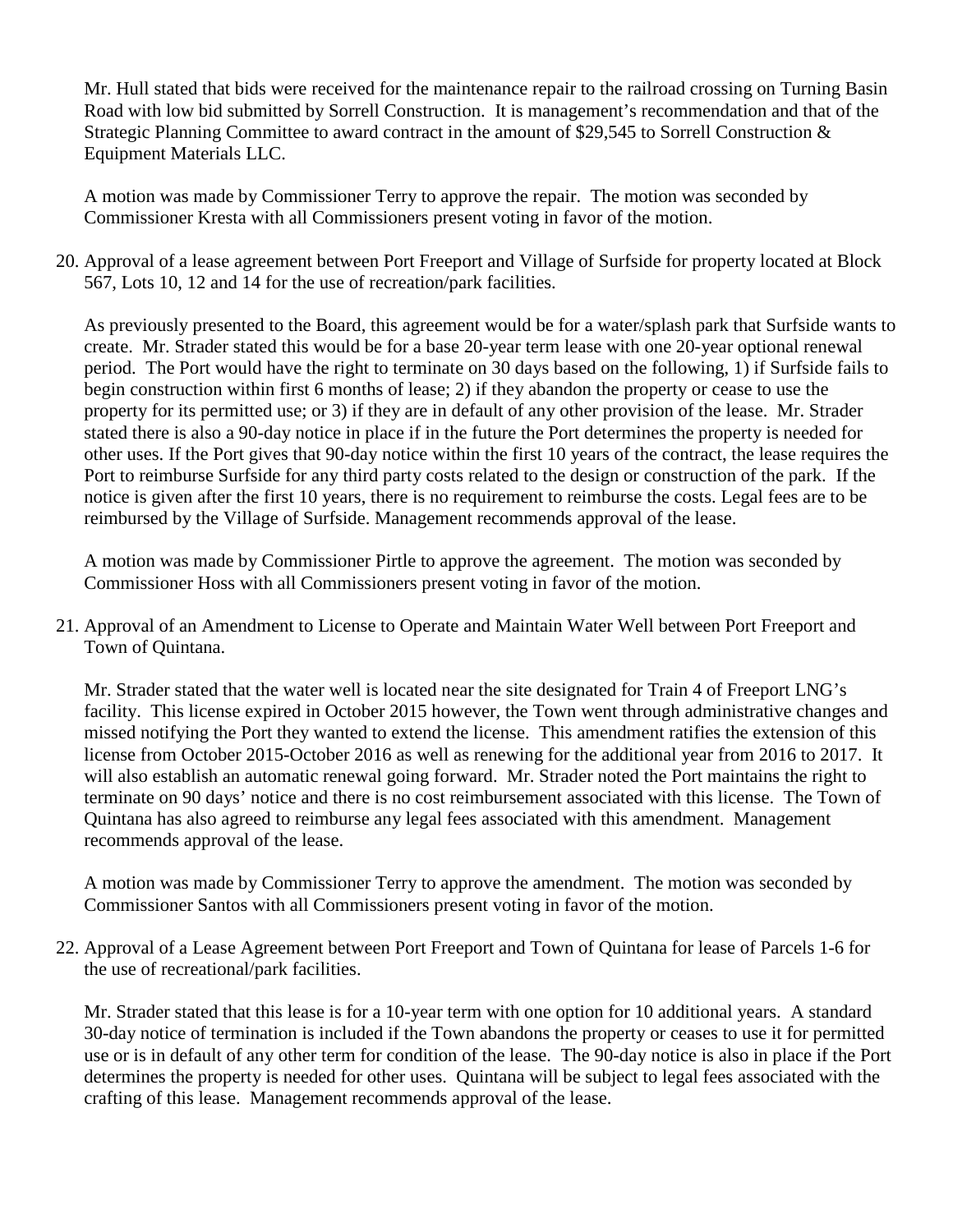Mr. Hull stated that bids were received for the maintenance repair to the railroad crossing on Turning Basin Road with low bid submitted by Sorrell Construction. It is management's recommendation and that of the Strategic Planning Committee to award contract in the amount of $29,545 to Sorrell Construction & Equipment Materials LLC.

A motion was made by Commissioner Terry to approve the repair. The motion was seconded by Commissioner Kresta with all Commissioners present voting in favor of the motion.

20. Approval of a lease agreement between Port Freeport and Village of Surfside for property located at Block 567, Lots 10, 12 and 14 for the use of recreation/park facilities.

    As previously presented to the Board, this agreement would be for a water/splash park that Surfside wants to create. Mr. Strader stated this would be for a base 20-year term lease with one 20-year optional renewal period. The Port would have the right to terminate on 30 days based on the following, 1) if Surfside fails to begin construction within first 6 months of lease; 2) if they abandon the property or cease to use the property for its permitted use; or 3) if they are in default of any other provision of the lease. Mr. Strader stated there is also a 90-day notice in place if in the future the Port determines the property is needed for other uses. If the Port gives that 90-day notice within the first 10 years of the contract, the lease requires the Port to reimburse Surfside for any third party costs related to the design or construction of the park. If the notice is given after the first 10 years, there is no requirement to reimburse the costs. Legal fees are to be reimbursed by the Village of Surfside. Management recommends approval of the lease.

    A motion was made by Commissioner Pirtle to approve the agreement. The motion was seconded by Commissioner Hoss with all Commissioners present voting in favor of the motion.

21. Approval of an Amendment to License to Operate and Maintain Water Well between Port Freeport and Town of Quintana.

    Mr. Strader stated that the water well is located near the site designated for Train 4 of Freeport LNG's facility. This license expired in October 2015 however, the Town went through administrative changes and missed notifying the Port they wanted to extend the license. This amendment ratifies the extension of this license from October 2015-October 2016 as well as renewing for the additional year from 2016 to 2017. It will also establish an automatic renewal going forward. Mr. Strader noted the Port maintains the right to terminate on 90 days' notice and there is no cost reimbursement associated with this license. The Town of Quintana has also agreed to reimburse any legal fees associated with this amendment. Management recommends approval of the lease.

    A motion was made by Commissioner Terry to approve the amendment. The motion was seconded by Commissioner Santos with all Commissioners present voting in favor of the motion.

22. Approval of a Lease Agreement between Port Freeport and Town of Quintana for lease of Parcels 1-6 for the use of recreational/park facilities.

    Mr. Strader stated that this lease is for a 10-year term with one option for 10 additional years. A standard 30-day notice of termination is included if the Town abandons the property or ceases to use it for permitted use or is in default of any other term for condition of the lease. The 90-day notice is also in place if the Port determines the property is needed for other uses. Quintana will be subject to legal fees associated with the crafting of this lease. Management recommends approval of the lease.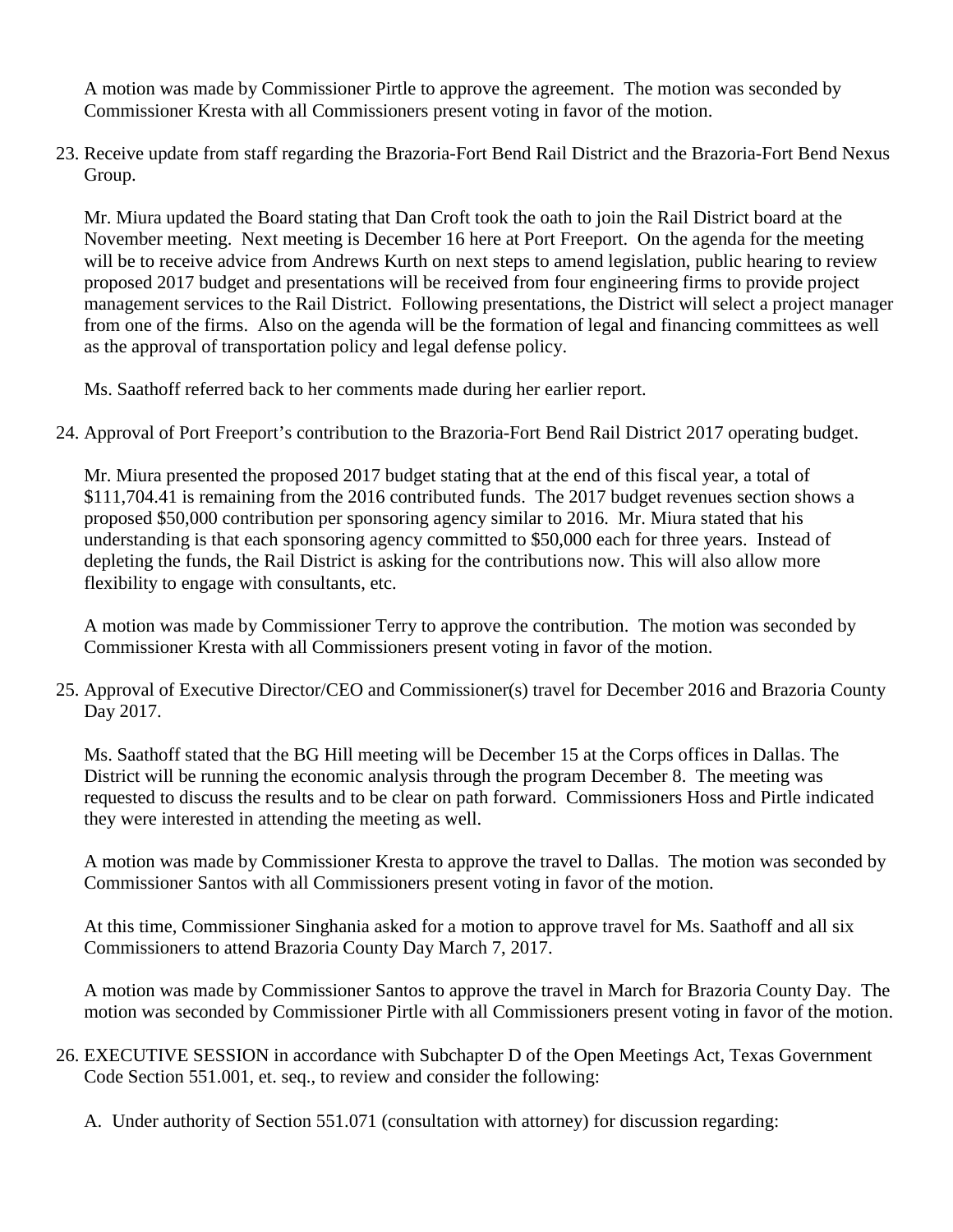A motion was made by Commissioner Pirtle to approve the agreement. The motion was seconded by Commissioner Kresta with all Commissioners present voting in favor of the motion.

23. Receive update from staff regarding the Brazoria-Fort Bend Rail District and the Brazoria-Fort Bend Nexus Group.

    Mr. Miura updated the Board stating that Dan Croft took the oath to join the Rail District board at the November meeting. Next meeting is December 16 here at Port Freeport. On the agenda for the meeting will be to receive advice from Andrews Kurth on next steps to amend legislation, public hearing to review proposed 2017 budget and presentations will be received from four engineering firms to provide project management services to the Rail District. Following presentations, the District will select a project manager from one of the firms. Also on the agenda will be the formation of legal and financing committees as well as the approval of transportation policy and legal defense policy.

    Ms. Saathoff referred back to her comments made during her earlier report.

24. Approval of Port Freeport's contribution to the Brazoria-Fort Bend Rail District 2017 operating budget.

    Mr. Miura presented the proposed 2017 budget stating that at the end of this fiscal year, a total of $111,704.41 is remaining from the 2016 contributed funds. The 2017 budget revenues section shows a proposed $50,000 contribution per sponsoring agency similar to 2016. Mr. Miura stated that his understanding is that each sponsoring agency committed to $50,000 each for three years. Instead of depleting the funds, the Rail District is asking for the contributions now. This will also allow more flexibility to engage with consultants, etc.

    A motion was made by Commissioner Terry to approve the contribution. The motion was seconded by Commissioner Kresta with all Commissioners present voting in favor of the motion.

25. Approval of Executive Director/CEO and Commissioner(s) travel for December 2016 and Brazoria County Day 2017.

    Ms. Saathoff stated that the BG Hill meeting will be December 15 at the Corps offices in Dallas. The District will be running the economic analysis through the program December 8. The meeting was requested to discuss the results and to be clear on path forward. Commissioners Hoss and Pirtle indicated they were interested in attending the meeting as well.

    A motion was made by Commissioner Kresta to approve the travel to Dallas. The motion was seconded by Commissioner Santos with all Commissioners present voting in favor of the motion.

    At this time, Commissioner Singhania asked for a motion to approve travel for Ms. Saathoff and all six Commissioners to attend Brazoria County Day March 7, 2017.

    A motion was made by Commissioner Santos to approve the travel in March for Brazoria County Day. The motion was seconded by Commissioner Pirtle with all Commissioners present voting in favor of the motion.

26. EXECUTIVE SESSION in accordance with Subchapter D of the Open Meetings Act, Texas Government Code Section 551.001, et. seq., to review and consider the following:

    A. Under authority of Section 551.071 (consultation with attorney) for discussion regarding: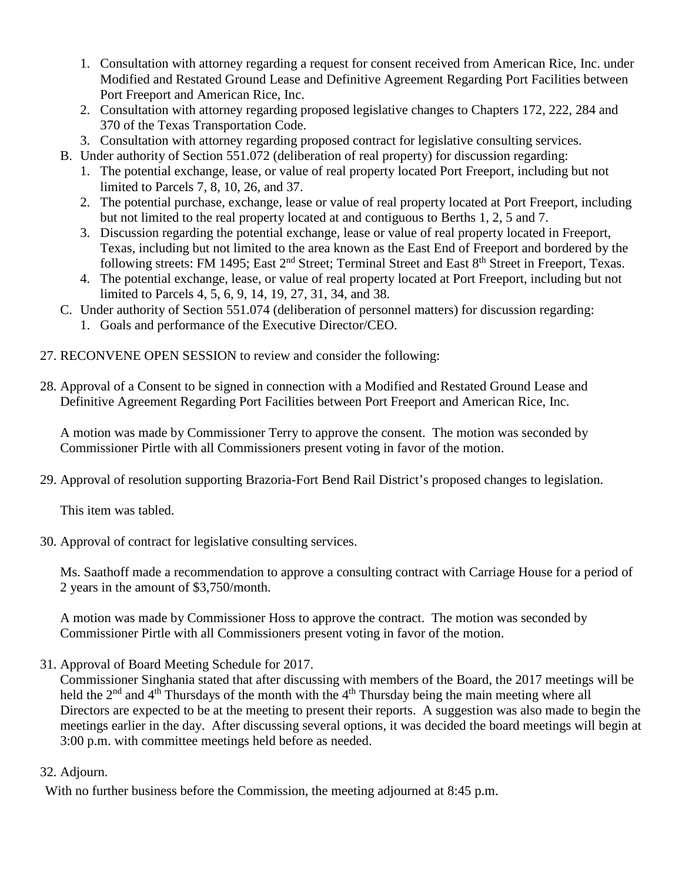1. Consultation with attorney regarding a request for consent received from American Rice, Inc. under Modified and Restated Ground Lease and Definitive Agreement Regarding Port Facilities between Port Freeport and American Rice, Inc.
2. Consultation with attorney regarding proposed legislative changes to Chapters 172, 222, 284 and 370 of the Texas Transportation Code.
3. Consultation with attorney regarding proposed contract for legislative consulting services.

B. Under authority of Section 551.072 (deliberation of real property) for discussion regarding:

1. The potential exchange, lease, or value of real property located Port Freeport, including but not limited to Parcels 7, 8, 10, 26, and 37.
2. The potential purchase, exchange, lease or value of real property located at Port Freeport, including but not limited to the real property located at and contiguous to Berths 1, 2, 5 and 7.
3. Discussion regarding the potential exchange, lease or value of real property located in Freeport, Texas, including but not limited to the area known as the East End of Freeport and bordered by the following streets: FM 1495; East 2nd Street; Terminal Street and East 8th Street in Freeport, Texas.
4. The potential exchange, lease, or value of real property located at Port Freeport, including but not limited to Parcels 4, 5, 6, 9, 14, 19, 27, 31, 34, and 38.

C. Under authority of Section 551.074 (deliberation of personnel matters) for discussion regarding:

1. Goals and performance of the Executive Director/CEO.

27. RECONVENE OPEN SESSION to review and consider the following:

28. Approval of a Consent to be signed in connection with a Modified and Restated Ground Lease and Definitive Agreement Regarding Port Facilities between Port Freeport and American Rice, Inc.

    A motion was made by Commissioner Terry to approve the consent. The motion was seconded by Commissioner Pirtle with all Commissioners present voting in favor of the motion.

29. Approval of resolution supporting Brazoria-Fort Bend Rail District's proposed changes to legislation.

    This item was tabled.

30. Approval of contract for legislative consulting services.

    Ms. Saathoff made a recommendation to approve a consulting contract with Carriage House for a period of 2 years in the amount of $3,750/month.

    A motion was made by Commissioner Hoss to approve the contract. The motion was seconded by Commissioner Pirtle with all Commissioners present voting in favor of the motion.

31. Approval of Board Meeting Schedule for 2017.
    Commissioner Singhania stated that after discussing with members of the Board, the 2017 meetings will be held the 2nd and 4th Thursdays of the month with the 4th Thursday being the main meeting where all Directors are expected to be at the meeting to present their reports. A suggestion was also made to begin the meetings earlier in the day. After discussing several options, it was decided the board meetings will begin at 3:00 p.m. with committee meetings held before as needed.

32. Adjourn.

With no further business before the Commission, the meeting adjourned at 8:45 p.m.